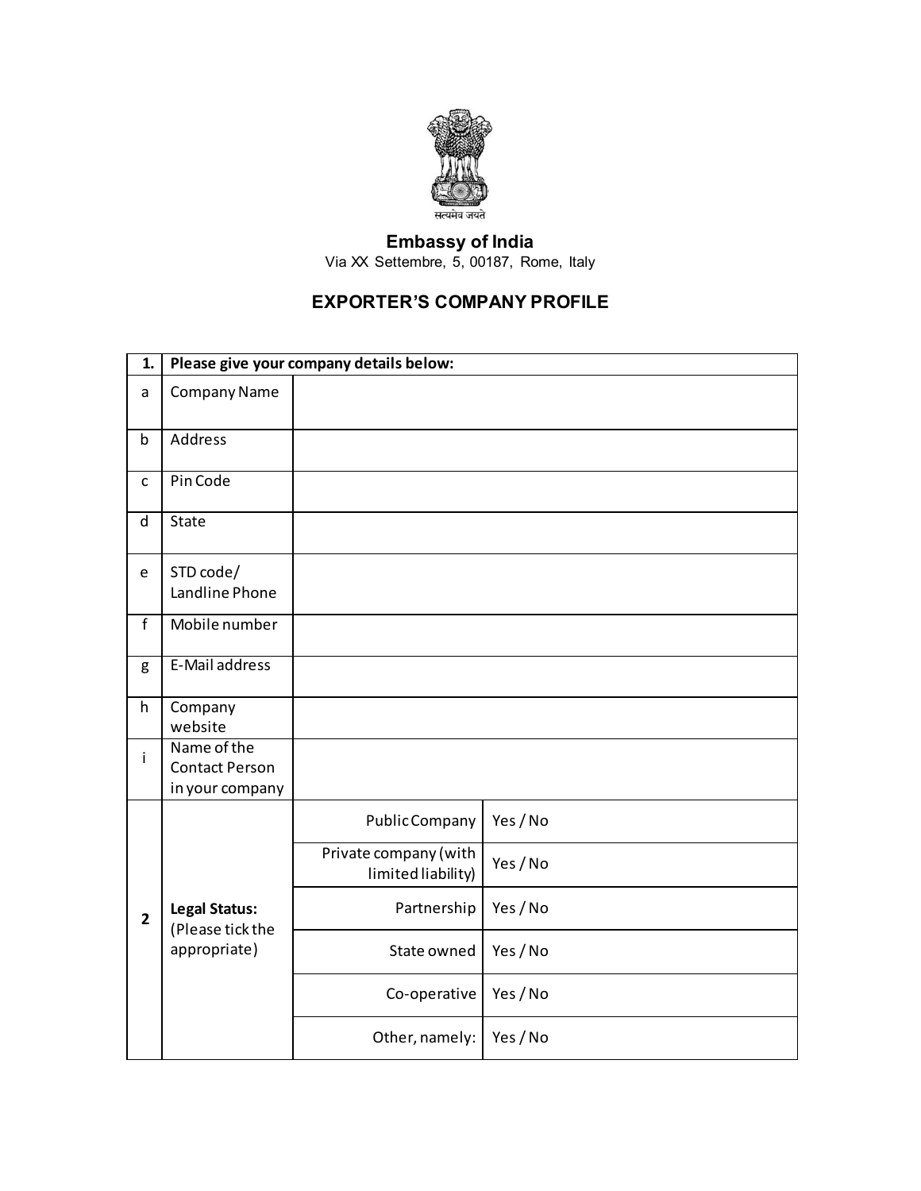सत्यमेव जयते

**Embassy of India**

Via XX Settembre, 5, 00187, Rome, Italy

## EXPORTER'S COMPANY PROFILE

| 1. | Please give your company details below: | | |
|---|---|---|---|
| a | Company Name | | |
| b | Address | | |
| c | Pin Code | | |
| d | State | | |
| e | STD code/ Landline Phone | | |
| f | Mobile number | | |
| g | E-Mail address | | |
| h | Company website | | |
| i | Name of the Contact Person in your company | | |
| 2 | **Legal Status:** (Please tick the appropriate) | Public Company | Yes / No |
| | | Private company (with limited liability) | Yes / No |
| | | Partnership | Yes / No |
| | | State owned | Yes / No |
| | | Co-operative | Yes / No |
| | | Other, namely: | Yes / No |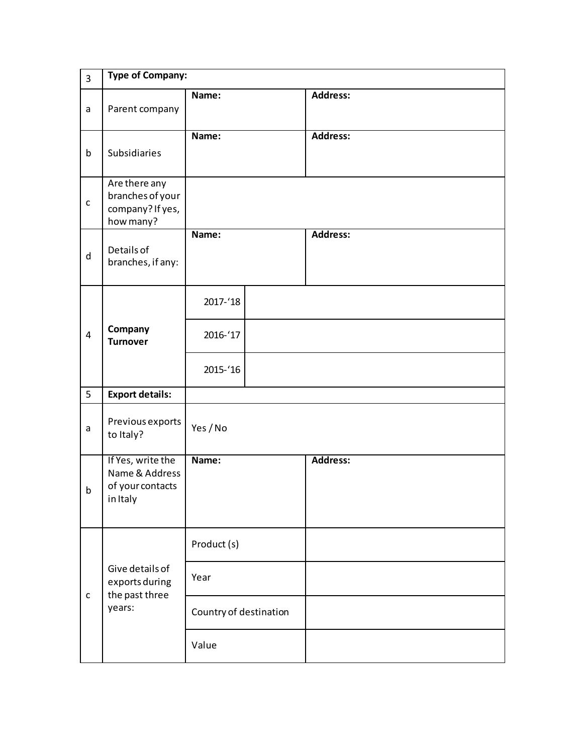| 3 | **Type of Company:** | | | |
|---|---|---|---|---|
| a | Parent company | **Name:** | | **Address:** |
| b | Subsidiaries | **Name:** | | **Address:** |
| c | Are there any branches of your company? If yes, how many? | | | |
| d | Details of branches, if any: | **Name:** | | **Address:** |
| 4 | **Company Turnover** | 2017-'18 | | |
| | | 2016-'17 | | |
| | | 2015-'16 | | |
| 5 | **Export details:** | | | |
| a | Previous exports to Italy? | Yes / No | | |
| b | If Yes, write the Name & Address of your contacts in Italy | **Name:** | | **Address:** |
| c | Give details of exports during the past three years: | Product (s) | | |
| | | Year | | |
| | | Country of destination | | |
| | | Value | | |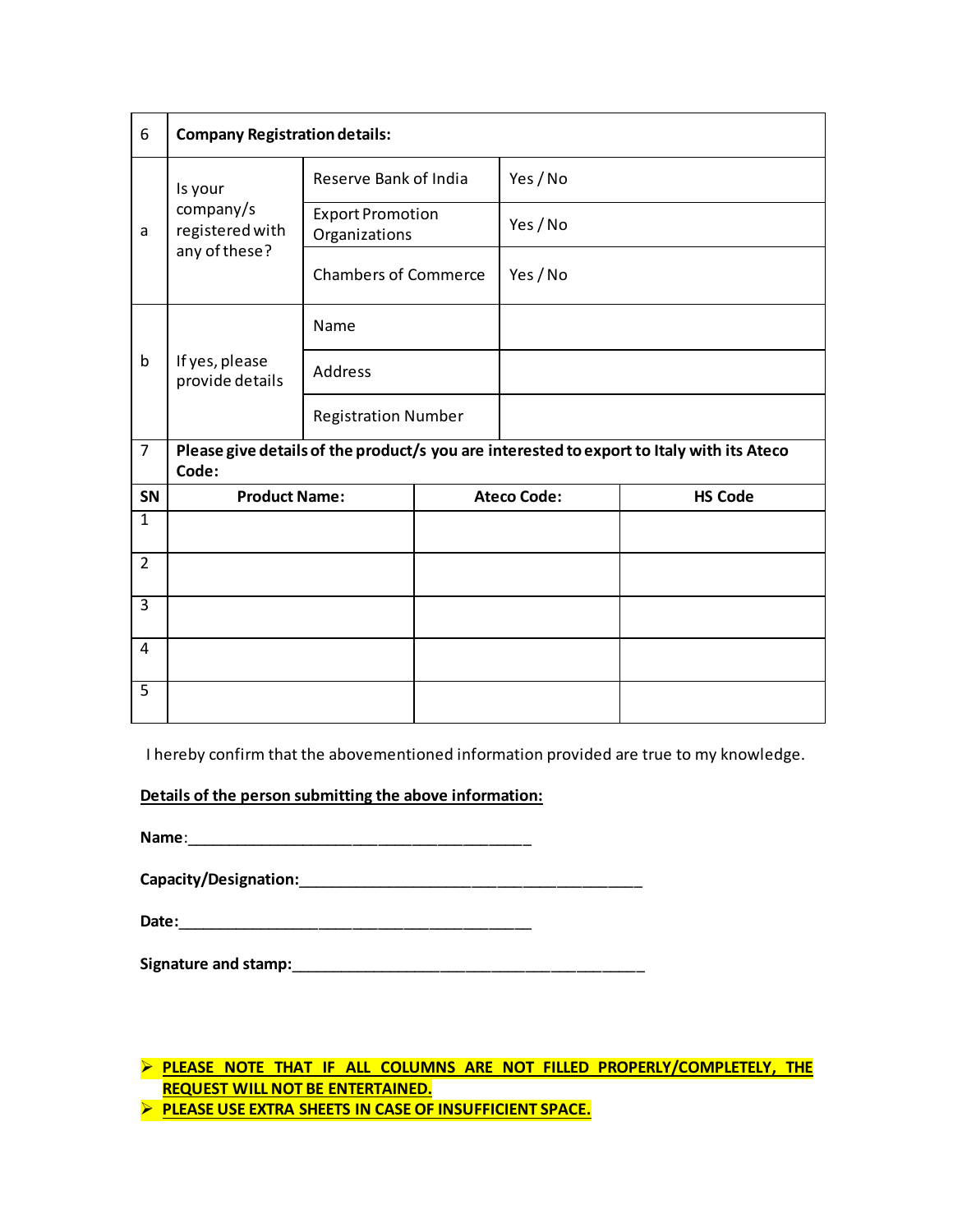| | | | |
|---|---|---|---|
| 6 | **Company Registration details:** | | |
| a | Is your company/s registered with any of these? | Reserve Bank of India | Yes / No |
| | | Export Promotion Organizations | Yes / No |
| | | Chambers of Commerce | Yes / No |
| b | If yes, please provide details | Name | |
| | | Address | |
| | | Registration Number | |
| 7 | **Please give details of the product/s you are interested to export to Italy with its Ateco Code:** | | |

| SN | Product Name: | Ateco Code: | HS Code |
|---|---|---|---|
| 1 | | | |
| 2 | | | |
| 3 | | | |
| 4 | | | |
| 5 | | | |

I hereby confirm that the abovementioned information provided are true to my knowledge.

**Details of the person submitting the above information:**

**Name**:_________________________________________

**Capacity/Designation:**_________________________________________

**Date:**__________________________________________

**Signature and stamp:**__________________________________________

- **PLEASE NOTE THAT IF ALL COLUMNS ARE NOT FILLED PROPERLY/COMPLETELY, THE REQUEST WILL NOT BE ENTERTAINED.**
- **PLEASE USE EXTRA SHEETS IN CASE OF INSUFFICIENT SPACE.**